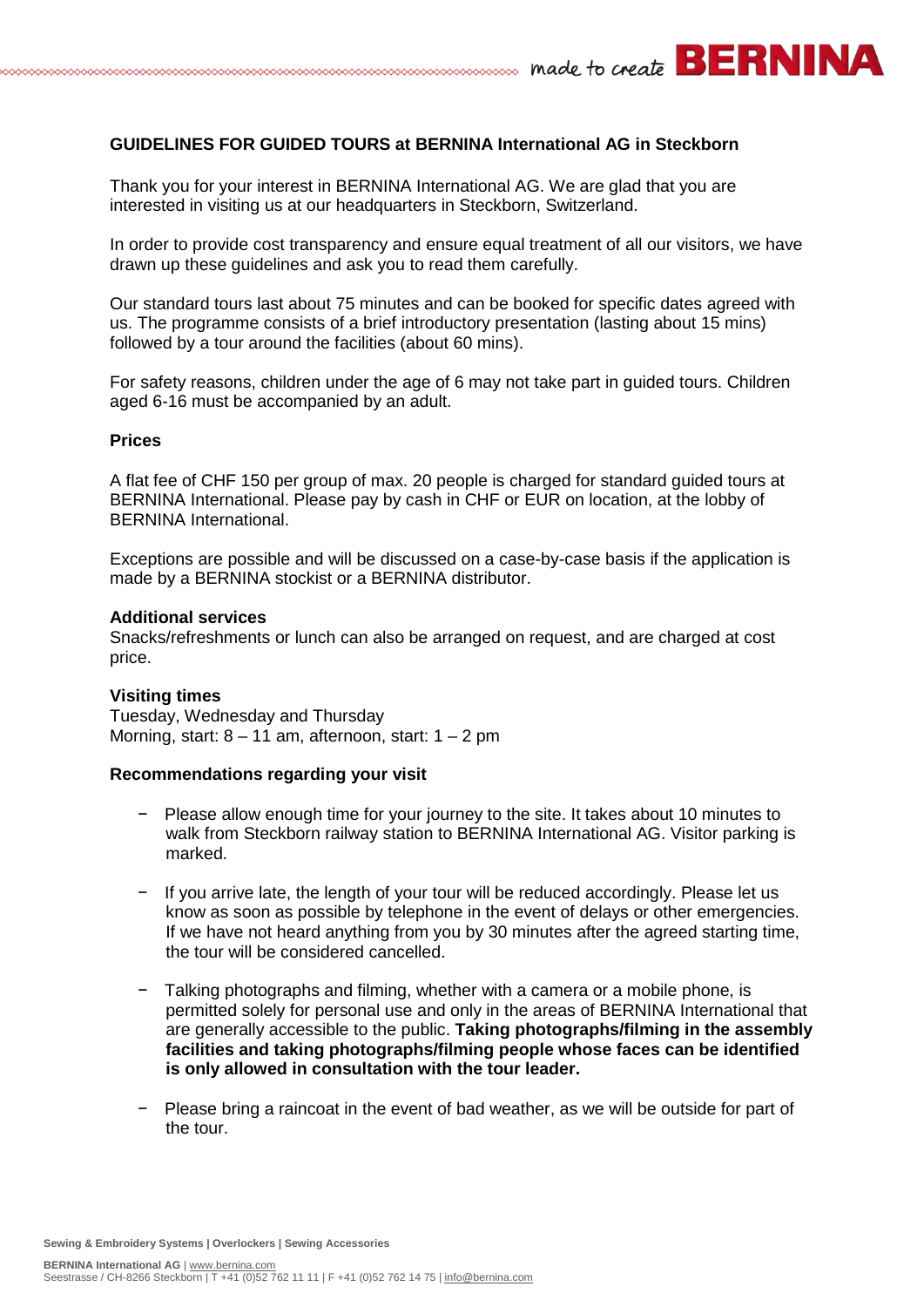# GUIDELINES FOR GUIDED TOURS at BERNINA International AG in Steckborn

Thank you for your interest in BERNINA International AG. We are glad that you are interested in visiting us at our headquarters in Steckborn, Switzerland.

In order to provide cost transparency and ensure equal treatment of all our visitors, we have drawn up these guidelines and ask you to read them carefully.

Our standard tours last about 75 minutes and can be booked for specific dates agreed with us. The programme consists of a brief introductory presentation (lasting about 15 mins) followed by a tour around the facilities (about 60 mins).

For safety reasons, children under the age of 6 may not take part in guided tours. Children aged 6-16 must be accompanied by an adult.

## Prices

A flat fee of CHF 150 per group of max. 20 people is charged for standard guided tours at BERNINA International. Please pay by cash in CHF or EUR on location, at the lobby of BERNINA International.

Exceptions are possible and will be discussed on a case-by-case basis if the application is made by a BERNINA stockist or a BERNINA distributor.

## Additional services

Snacks/refreshments or lunch can also be arranged on request, and are charged at cost price.

## Visiting times

Tuesday, Wednesday and Thursday
Morning, start: 8 – 11 am, afternoon, start: 1 – 2 pm

## Recommendations regarding your visit

- Please allow enough time for your journey to the site. It takes about 10 minutes to walk from Steckborn railway station to BERNINA International AG. Visitor parking is marked.
- If you arrive late, the length of your tour will be reduced accordingly. Please let us know as soon as possible by telephone in the event of delays or other emergencies. If we have not heard anything from you by 30 minutes after the agreed starting time, the tour will be considered cancelled.
- Talking photographs and filming, whether with a camera or a mobile phone, is permitted solely for personal use and only in the areas of BERNINA International that are generally accessible to the public. **Taking photographs/filming in the assembly facilities and taking photographs/filming people whose faces can be identified is only allowed in consultation with the tour leader.**
- Please bring a raincoat in the event of bad weather, as we will be outside for part of the tour.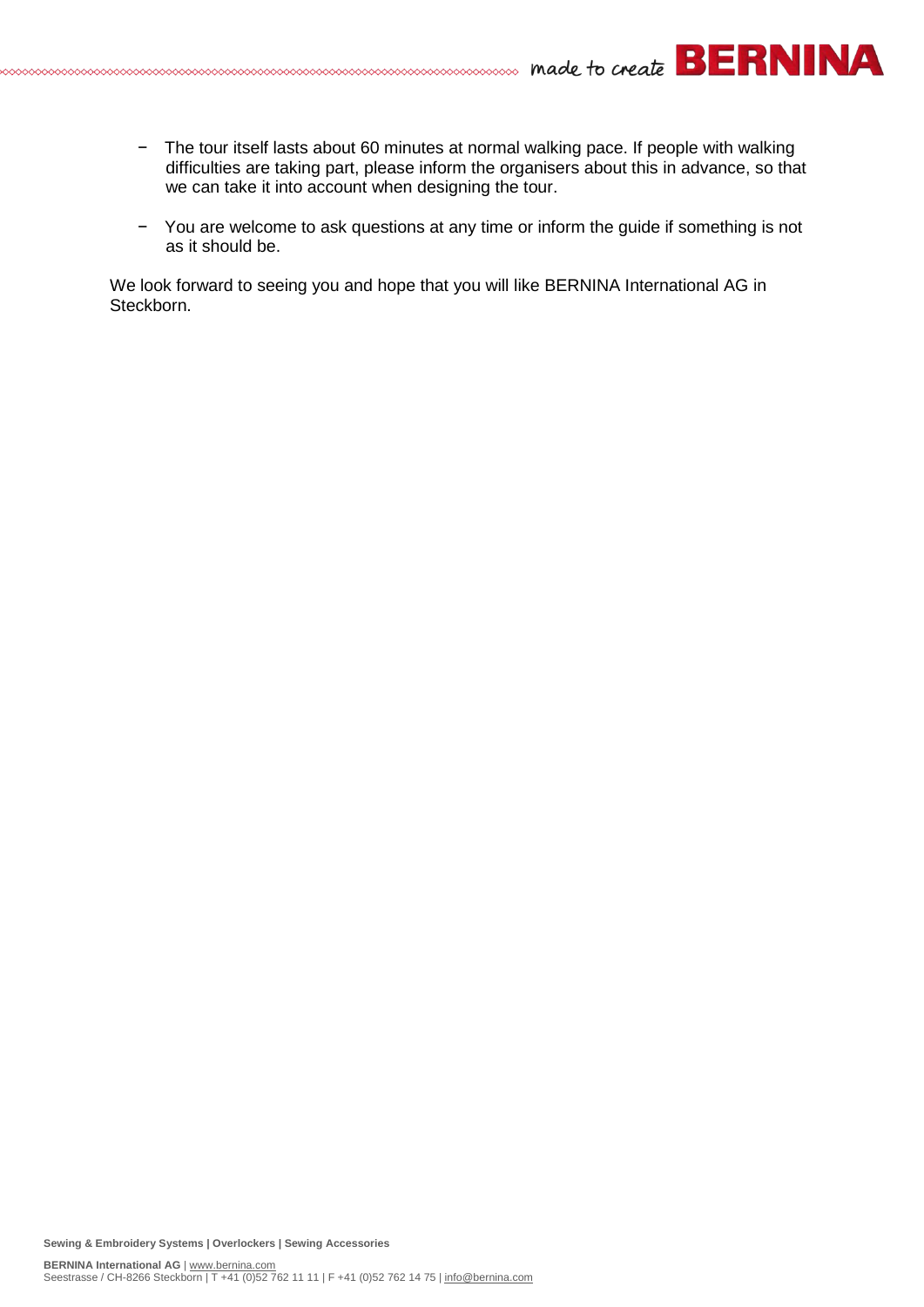- The tour itself lasts about 60 minutes at normal walking pace. If people with walking difficulties are taking part, please inform the organisers about this in advance, so that we can take it into account when designing the tour.

- You are welcome to ask questions at any time or inform the guide if something is not as it should be.

We look forward to seeing you and hope that you will like BERNINA International AG in Steckborn.